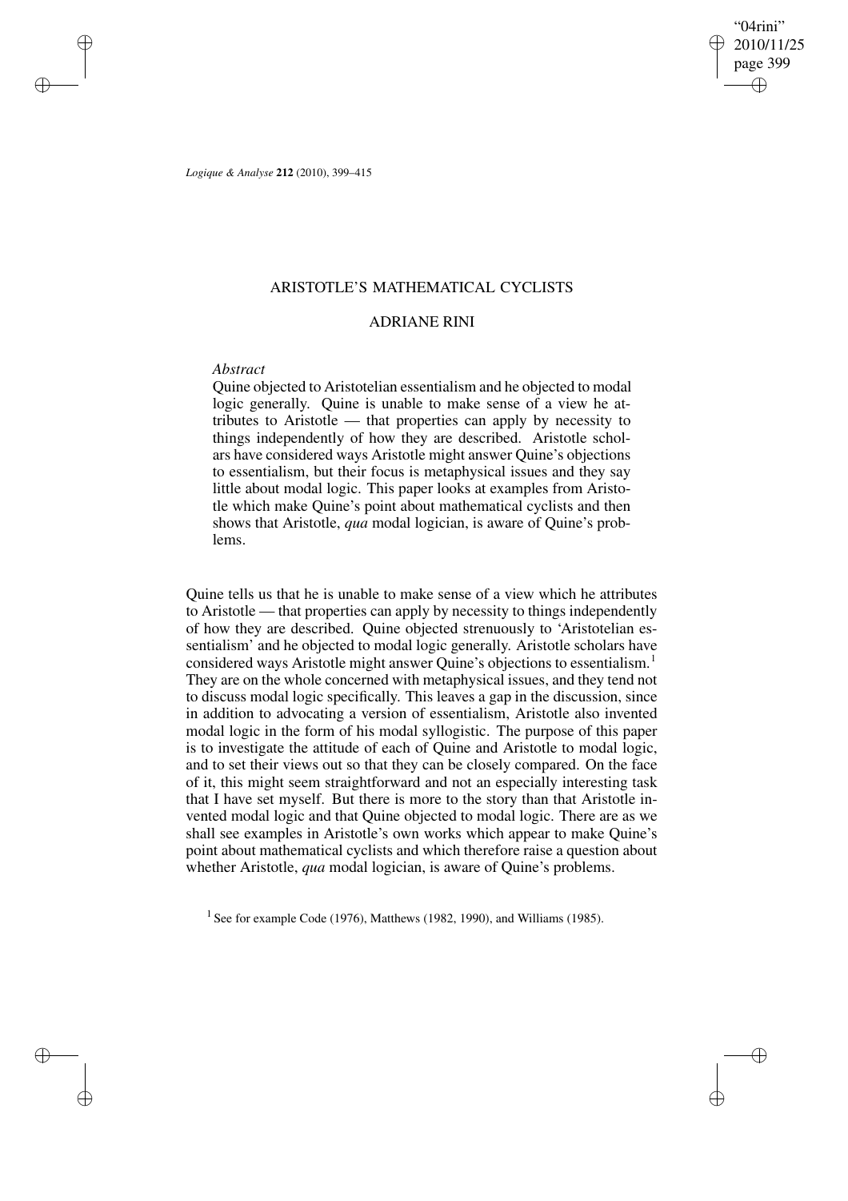# ARISTOTLE'S MATHEMATICAL CYCLISTS

## ADRIANE RINI

*Abstract*

Quine objected to Aristotelian essentialism and he objected to modal logic generally. Quine is unable to make sense of a view he attributes to Aristotle — that properties can apply by necessity to things independently of how they are described. Aristotle scholars have considered ways Aristotle might answer Quine's objections to essentialism, but their focus is metaphysical issues and they say little about modal logic. This paper looks at examples from Aristotle which make Quine's point about mathematical cyclists and then shows that Aristotle, *qua* modal logician, is aware of Quine's problems.

Quine tells us that he is unable to make sense of a view which he attributes to Aristotle — that properties can apply by necessity to things independently of how they are described. Quine objected strenuously to 'Aristotelian essentialism' and he objected to modal logic generally. Aristotle scholars have considered ways Aristotle might answer Quine's objections to essentialism.[1] They are on the whole concerned with metaphysical issues, and they tend not to discuss modal logic specifically. This leaves a gap in the discussion, since in addition to advocating a version of essentialism, Aristotle also invented modal logic in the form of his modal syllogistic. The purpose of this paper is to investigate the attitude of each of Quine and Aristotle to modal logic, and to set their views out so that they can be closely compared. On the face of it, this might seem straightforward and not an especially interesting task that I have set myself. But there is more to the story than that Aristotle invented modal logic and that Quine objected to modal logic. There are as we shall see examples in Aristotle's own works which appear to make Quine's point about mathematical cyclists and which therefore raise a question about whether Aristotle, *qua* modal logician, is aware of Quine's problems.

[1] See for example Code (1976), Matthews (1982, 1990), and Williams (1985).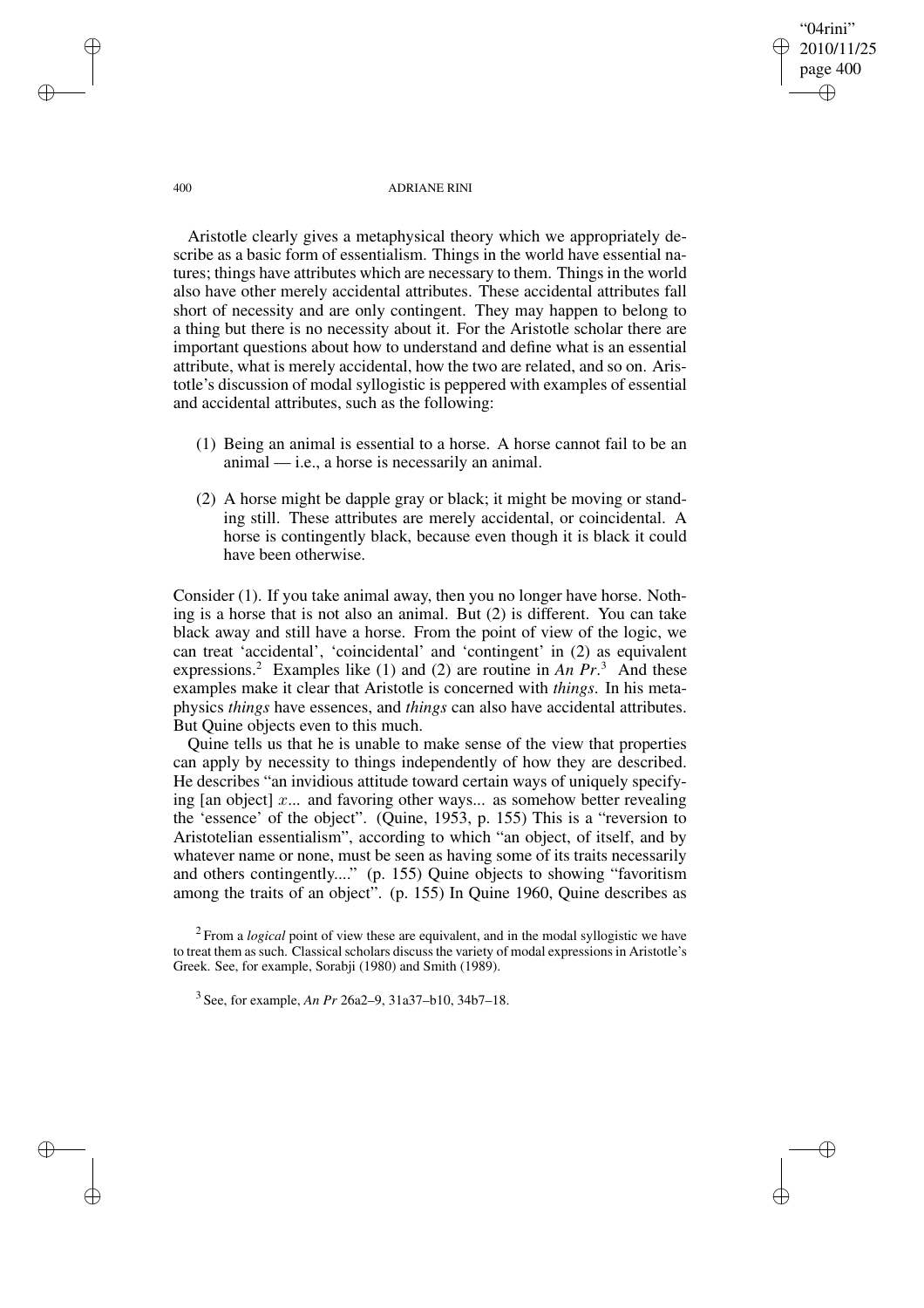Aristotle clearly gives a metaphysical theory which we appropriately describe as a basic form of essentialism. Things in the world have essential natures; things have attributes which are necessary to them. Things in the world also have other merely accidental attributes. These accidental attributes fall short of necessity and are only contingent. They may happen to belong to a thing but there is no necessity about it. For the Aristotle scholar there are important questions about how to understand and define what is an essential attribute, what is merely accidental, how the two are related, and so on. Aristotle's discussion of modal syllogistic is peppered with examples of essential and accidental attributes, such as the following:

(1) Being an animal is essential to a horse. A horse cannot fail to be an animal — i.e., a horse is necessarily an animal.

(2) A horse might be dapple gray or black; it might be moving or standing still. These attributes are merely accidental, or coincidental. A horse is contingently black, because even though it is black it could have been otherwise.

Consider (1). If you take animal away, then you no longer have horse. Nothing is a horse that is not also an animal. But (2) is different. You can take black away and still have a horse. From the point of view of the logic, we can treat 'accidental', 'coincidental' and 'contingent' in (2) as equivalent expressions.[2] Examples like (1) and (2) are routine in *An Pr*.[3] And these examples make it clear that Aristotle is concerned with *things*. In his metaphysics *things* have essences, and *things* can also have accidental attributes. But Quine objects even to this much.

Quine tells us that he is unable to make sense of the view that properties can apply by necessity to things independently of how they are described. He describes "an invidious attitude toward certain ways of uniquely specifying [an object] $x$... and favoring other ways... as somehow better revealing the 'essence' of the object". (Quine, 1953, p. 155) This is a "reversion to Aristotelian essentialism", according to which "an object, of itself, and by whatever name or none, must be seen as having some of its traits necessarily and others contingently...." (p. 155) Quine objects to showing "favoritism among the traits of an object". (p. 155) In Quine 1960, Quine describes as

[2] From a *logical* point of view these are equivalent, and in the modal syllogistic we have to treat them as such. Classical scholars discuss the variety of modal expressions in Aristotle's Greek. See, for example, Sorabji (1980) and Smith (1989).

[3] See, for example, *An Pr* 26a2–9, 31a37–b10, 34b7–18.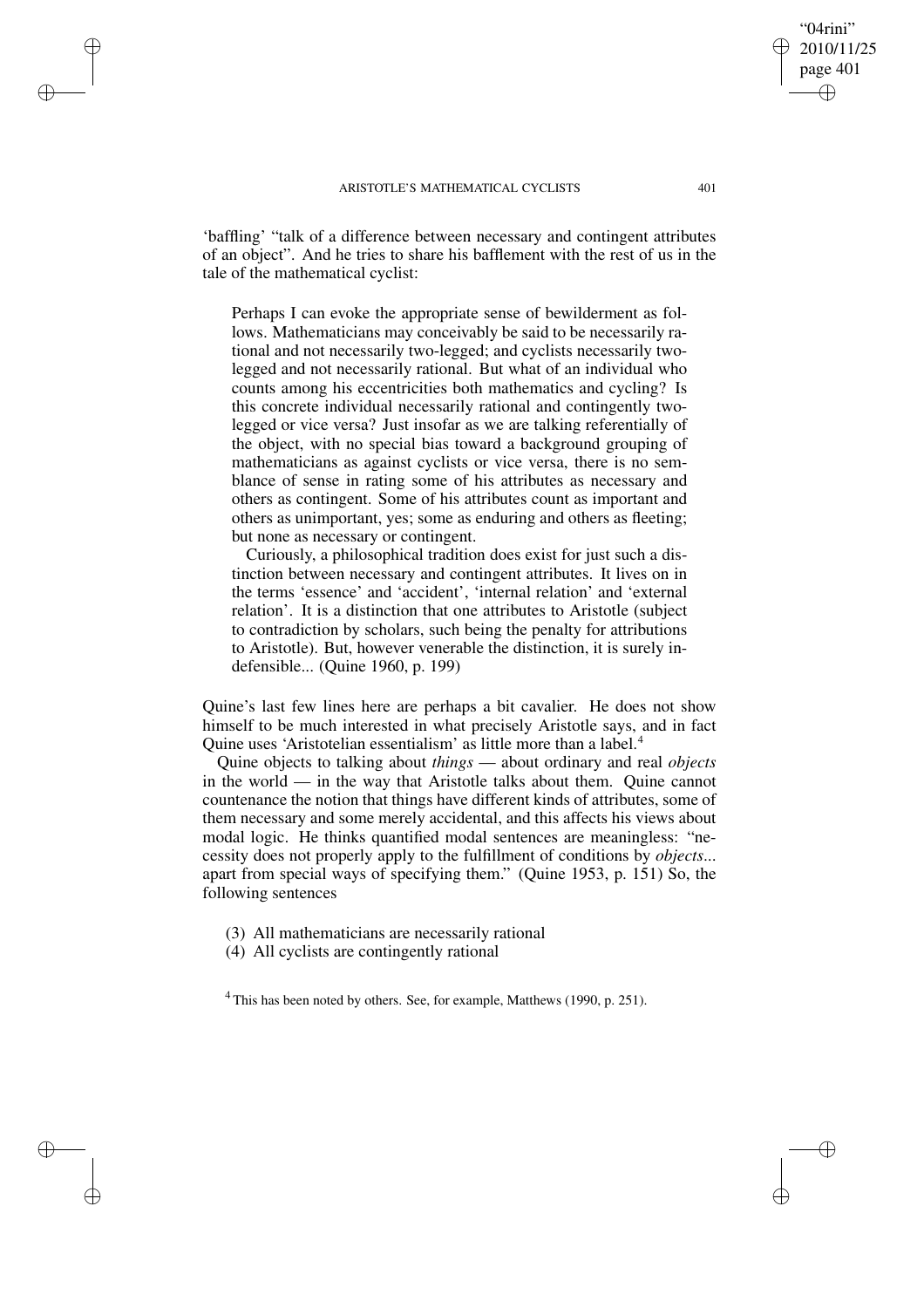'baffling' "talk of a difference between necessary and contingent attributes of an object". And he tries to share his bafflement with the rest of us in the tale of the mathematical cyclist:

> Perhaps I can evoke the appropriate sense of bewilderment as follows. Mathematicians may conceivably be said to be necessarily rational and not necessarily two-legged; and cyclists necessarily two-legged and not necessarily rational. But what of an individual who counts among his eccentricities both mathematics and cycling? Is this concrete individual necessarily rational and contingently two-legged or vice versa? Just insofar as we are talking referentially of the object, with no special bias toward a background grouping of mathematicians as against cyclists or vice versa, there is no semblance of sense in rating some of his attributes as necessary and others as contingent. Some of his attributes count as important and others as unimportant, yes; some as enduring and others as fleeting; but none as necessary or contingent.
>
> Curiously, a philosophical tradition does exist for just such a distinction between necessary and contingent attributes. It lives on in the terms 'essence' and 'accident', 'internal relation' and 'external relation'. It is a distinction that one attributes to Aristotle (subject to contradiction by scholars, such being the penalty for attributions to Aristotle). But, however venerable the distinction, it is surely indefensible... (Quine 1960, p. 199)

Quine's last few lines here are perhaps a bit cavalier. He does not show himself to be much interested in what precisely Aristotle says, and in fact Quine uses 'Aristotelian essentialism' as little more than a label.[4]

Quine objects to talking about *things* — about ordinary and real *objects* in the world — in the way that Aristotle talks about them. Quine cannot countenance the notion that things have different kinds of attributes, some of them necessary and some merely accidental, and this affects his views about modal logic. He thinks quantified modal sentences are meaningless: "necessity does not properly apply to the fulfillment of conditions by *objects*... apart from special ways of specifying them." (Quine 1953, p. 151) So, the following sentences

(3) All mathematicians are necessarily rational
(4) All cyclists are contingently rational

[4] This has been noted by others. See, for example, Matthews (1990, p. 251).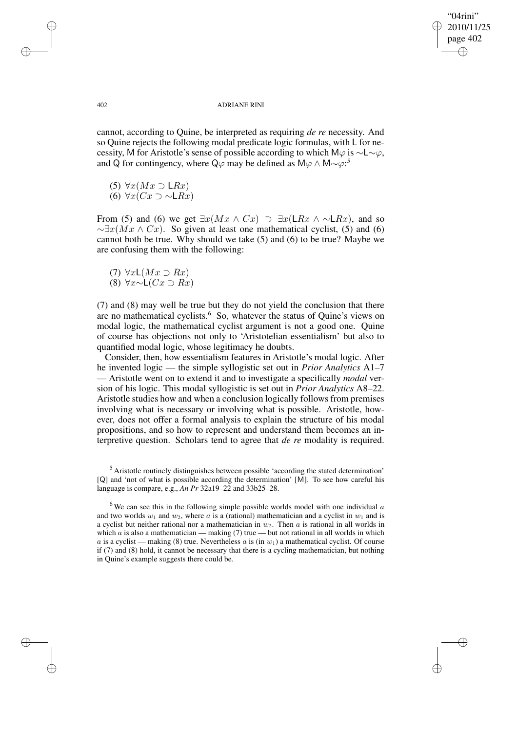cannot, according to Quine, be interpreted as requiring *de re* necessity. And so Quine rejects the following modal predicate logic formulas, with L for necessity, M for Aristotle's sense of possible according to which $\mathsf{M}\varphi$ is $\sim\mathsf{L}\sim\varphi$, and Q for contingency, where $\mathsf{Q}\varphi$ may be defined as $\mathsf{M}\varphi \wedge \mathsf{M}\sim\varphi$:[5]

(5) $\forall x(Mx \supset \mathsf{L}Rx)$
(6) $\forall x(Cx \supset \sim\mathsf{L}Rx)$

From (5) and (6) we get $\exists x(Mx \wedge Cx) \supset \exists x(\mathsf{L}Rx \wedge \sim\mathsf{L}Rx)$, and so $\sim\exists x(Mx \wedge Cx)$. So given at least one mathematical cyclist, (5) and (6) cannot both be true. Why should we take (5) and (6) to be true? Maybe we are confusing them with the following:

(7) $\forall x\mathsf{L}(Mx \supset Rx)$
(8) $\forall x\sim\mathsf{L}(Cx \supset Rx)$

(7) and (8) may well be true but they do not yield the conclusion that there are no mathematical cyclists.[6] So, whatever the status of Quine's views on modal logic, the mathematical cyclist argument is not a good one. Quine of course has objections not only to 'Aristotelian essentialism' but also to quantified modal logic, whose legitimacy he doubts.

Consider, then, how essentialism features in Aristotle's modal logic. After he invented logic — the simple syllogistic set out in *Prior Analytics* A1–7 — Aristotle went on to extend it and to investigate a specifically *modal* version of his logic. This modal syllogistic is set out in *Prior Analytics* A8–22. Aristotle studies how and when a conclusion logically follows from premises involving what is necessary or involving what is possible. Aristotle, however, does not offer a formal analysis to explain the structure of his modal propositions, and so how to represent and understand them becomes an interpretive question. Scholars tend to agree that *de re* modality is required.

[5] Aristotle routinely distinguishes between possible 'according the stated determination' [Q] and 'not of what is possible according the determination' [M]. To see how careful his language is compare, e.g., *An Pr* 32a19–22 and 33b25–28.

[6] We can see this in the following simple possible worlds model with one individual $a$ and two worlds $w_1$ and $w_2$, where $a$ is a (rational) mathematician and a cyclist in $w_1$ and is a cyclist but neither rational nor a mathematician in $w_2$. Then $a$ is rational in all worlds in which $a$ is also a mathematician — making (7) true — but not rational in all worlds in which $a$ is a cyclist — making (8) true. Nevertheless $a$ is (in $w_1$) a mathematical cyclist. Of course if (7) and (8) hold, it cannot be necessary that there is a cycling mathematician, but nothing in Quine's example suggests there could be.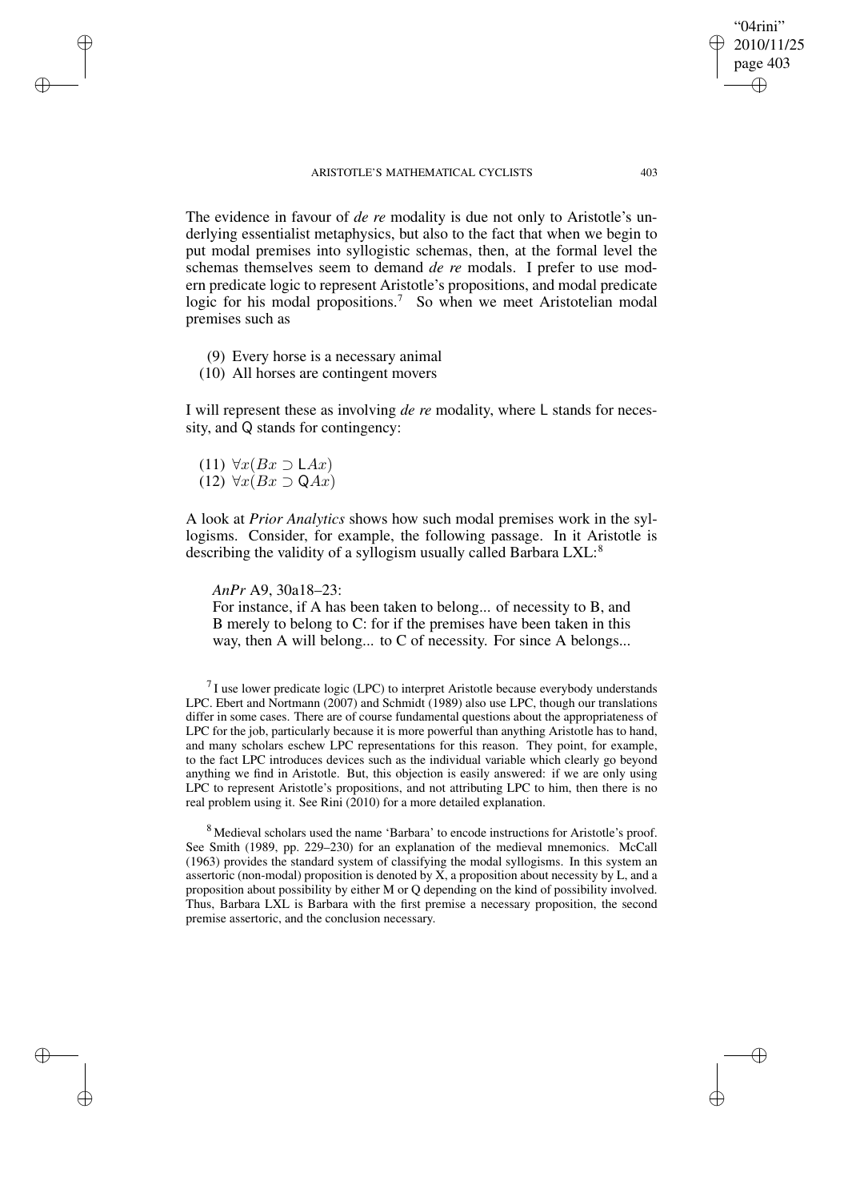The evidence in favour of *de re* modality is due not only to Aristotle's underlying essentialist metaphysics, but also to the fact that when we begin to put modal premises into syllogistic schemas, then, at the formal level the schemas themselves seem to demand *de re* modals. I prefer to use modern predicate logic to represent Aristotle's propositions, and modal predicate logic for his modal propositions.[7] So when we meet Aristotelian modal premises such as

(9) Every horse is a necessary animal
(10) All horses are contingent movers

I will represent these as involving *de re* modality, where L stands for necessity, and Q stands for contingency:

(11) $\forall x(Bx \supset \mathsf{L}Ax)$
(12) $\forall x(Bx \supset \mathsf{Q}Ax)$

A look at *Prior Analytics* shows how such modal premises work in the syllogisms. Consider, for example, the following passage. In it Aristotle is describing the validity of a syllogism usually called Barbara LXL:[8]

> *AnPr* A9, 30a18–23:
> For instance, if A has been taken to belong... of necessity to B, and B merely to belong to C: for if the premises have been taken in this way, then A will belong... to C of necessity. For since A belongs...

[7] I use lower predicate logic (LPC) to interpret Aristotle because everybody understands LPC. Ebert and Nortmann (2007) and Schmidt (1989) also use LPC, though our translations differ in some cases. There are of course fundamental questions about the appropriateness of LPC for the job, particularly because it is more powerful than anything Aristotle has to hand, and many scholars eschew LPC representations for this reason. They point, for example, to the fact LPC introduces devices such as the individual variable which clearly go beyond anything we find in Aristotle. But, this objection is easily answered: if we are only using LPC to represent Aristotle's propositions, and not attributing LPC to him, then there is no real problem using it. See Rini (2010) for a more detailed explanation.

[8] Medieval scholars used the name 'Barbara' to encode instructions for Aristotle's proof. See Smith (1989, pp. 229–230) for an explanation of the medieval mnemonics. McCall (1963) provides the standard system of classifying the modal syllogisms. In this system an assertoric (non-modal) proposition is denoted by X, a proposition about necessity by L, and a proposition about possibility by either M or Q depending on the kind of possibility involved. Thus, Barbara LXL is Barbara with the first premise a necessary proposition, the second premise assertoric, and the conclusion necessary.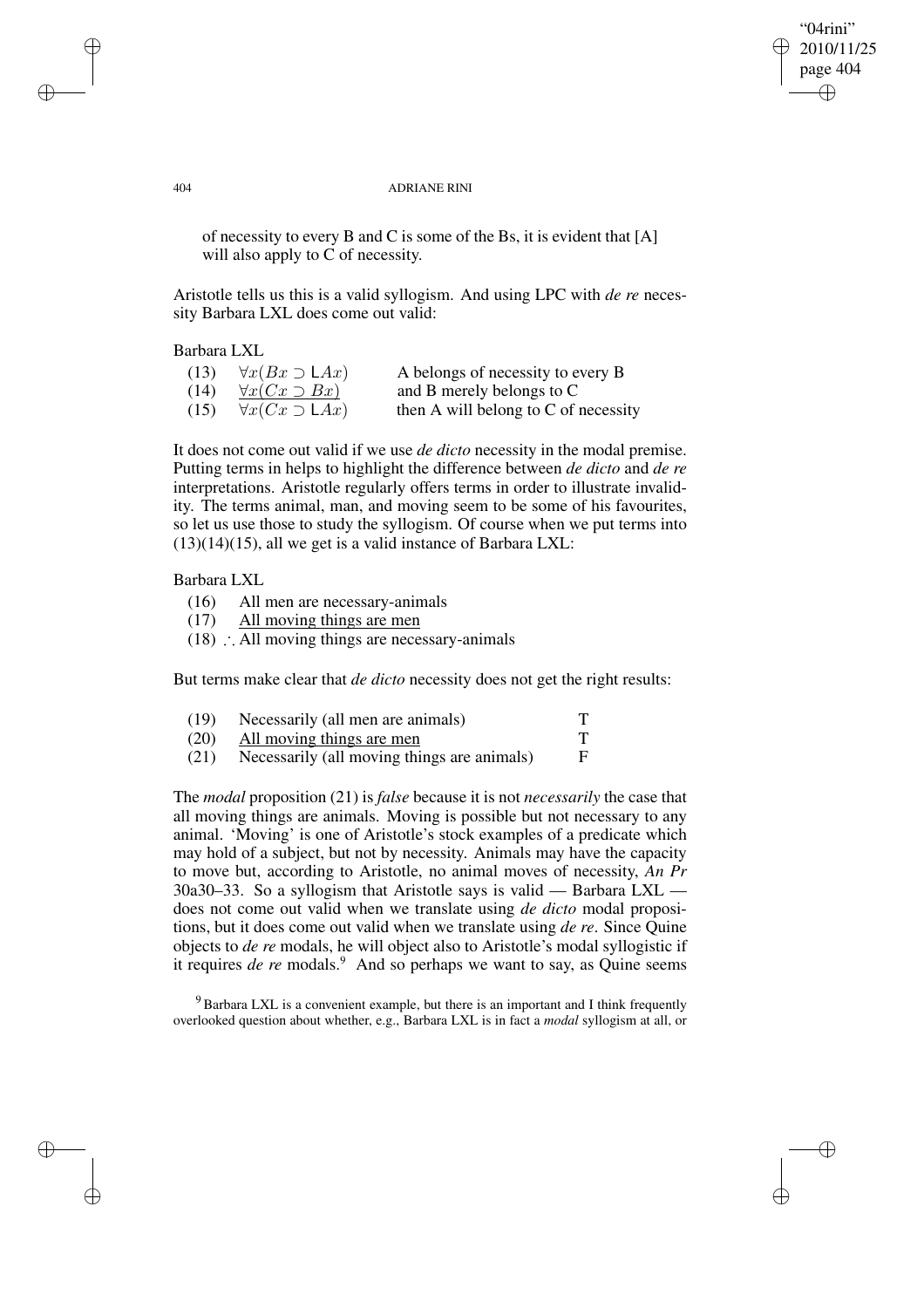of necessity to every B and C is some of the Bs, it is evident that [A] will also apply to C of necessity.

Aristotle tells us this is a valid syllogism. And using LPC with *de re* necessity Barbara LXL does come out valid:

Barbara LXL

| | | |
|---|---|---|
| (13) | $\forall x(Bx \supset \mathsf{L}Ax)$ | A belongs of necessity to every B |
| (14) | $\underline{\forall x(Cx \supset Bx)}$ | and B merely belongs to C |
| (15) | $\forall x(Cx \supset \mathsf{L}Ax)$ | then A will belong to C of necessity |

It does not come out valid if we use *de dicto* necessity in the modal premise. Putting terms in helps to highlight the difference between *de dicto* and *de re* interpretations. Aristotle regularly offers terms in order to illustrate invalidity. The terms animal, man, and moving seem to be some of his favourites, so let us use those to study the syllogism. Of course when we put terms into (13)(14)(15), all we get is a valid instance of Barbara LXL:

Barbara LXL

(16) All men are necessary-animals
(17) <u>All moving things are men</u>
(18) ∴ All moving things are necessary-animals

But terms make clear that *de dicto* necessity does not get the right results:

| | | |
|---|---|---|
| (19) | Necessarily (all men are animals) | T |
| (20) | <u>All moving things are men</u> | T |
| (21) | Necessarily (all moving things are animals) | F |

The *modal* proposition (21) is *false* because it is not *necessarily* the case that all moving things are animals. Moving is possible but not necessary to any animal. 'Moving' is one of Aristotle's stock examples of a predicate which may hold of a subject, but not by necessity. Animals may have the capacity to move but, according to Aristotle, no animal moves of necessity, *An Pr* 30a30–33. So a syllogism that Aristotle says is valid — Barbara LXL — does not come out valid when we translate using *de dicto* modal propositions, but it does come out valid when we translate using *de re*. Since Quine objects to *de re* modals, he will object also to Aristotle's modal syllogistic if it requires *de re* modals.[9] And so perhaps we want to say, as Quine seems

[9] Barbara LXL is a convenient example, but there is an important and I think frequently overlooked question about whether, e.g., Barbara LXL is in fact a *modal* syllogism at all, or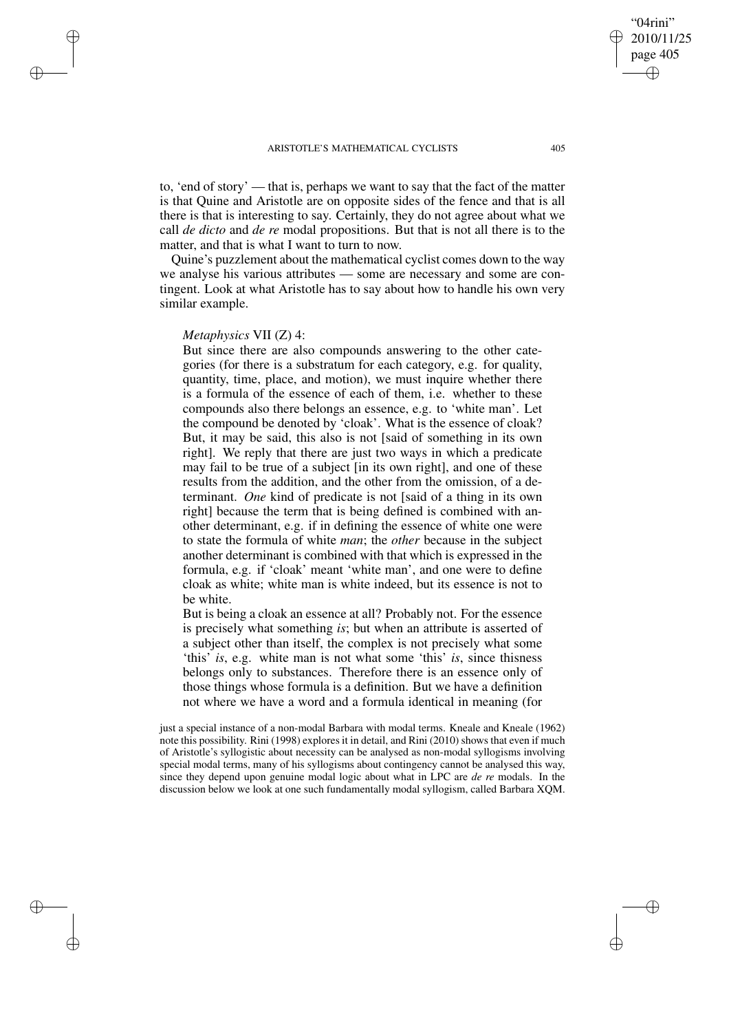to, 'end of story' — that is, perhaps we want to say that the fact of the matter is that Quine and Aristotle are on opposite sides of the fence and that is all there is that is interesting to say. Certainly, they do not agree about what we call *de dicto* and *de re* modal propositions. But that is not all there is to the matter, and that is what I want to turn to now.

Quine's puzzlement about the mathematical cyclist comes down to the way we analyse his various attributes — some are necessary and some are contingent. Look at what Aristotle has to say about how to handle his own very similar example.

> *Metaphysics* VII (Z) 4:
>
> But since there are also compounds answering to the other categories (for there is a substratum for each category, e.g. for quality, quantity, time, place, and motion), we must inquire whether there is a formula of the essence of each of them, i.e. whether to these compounds also there belongs an essence, e.g. to 'white man'. Let the compound be denoted by 'cloak'. What is the essence of cloak? But, it may be said, this also is not [said of something in its own right]. We reply that there are just two ways in which a predicate may fail to be true of a subject [in its own right], and one of these results from the addition, and the other from the omission, of a determinant. *One* kind of predicate is not [said of a thing in its own right] because the term that is being defined is combined with another determinant, e.g. if in defining the essence of white one were to state the formula of white *man*; the *other* because in the subject another determinant is combined with that which is expressed in the formula, e.g. if 'cloak' meant 'white man', and one were to define cloak as white; white man is white indeed, but its essence is not to be white.
>
> But is being a cloak an essence at all? Probably not. For the essence is precisely what something *is*; but when an attribute is asserted of a subject other than itself, the complex is not precisely what some 'this' *is*, e.g. white man is not what some 'this' *is*, since thisness belongs only to substances. Therefore there is an essence only of those things whose formula is a definition. But we have a definition not where we have a word and a formula identical in meaning (for

just a special instance of a non-modal Barbara with modal terms. Kneale and Kneale (1962) note this possibility. Rini (1998) explores it in detail, and Rini (2010) shows that even if much of Aristotle's syllogistic about necessity can be analysed as non-modal syllogisms involving special modal terms, many of his syllogisms about contingency cannot be analysed this way, since they depend upon genuine modal logic about what in LPC are *de re* modals. In the discussion below we look at one such fundamentally modal syllogism, called Barbara XQM.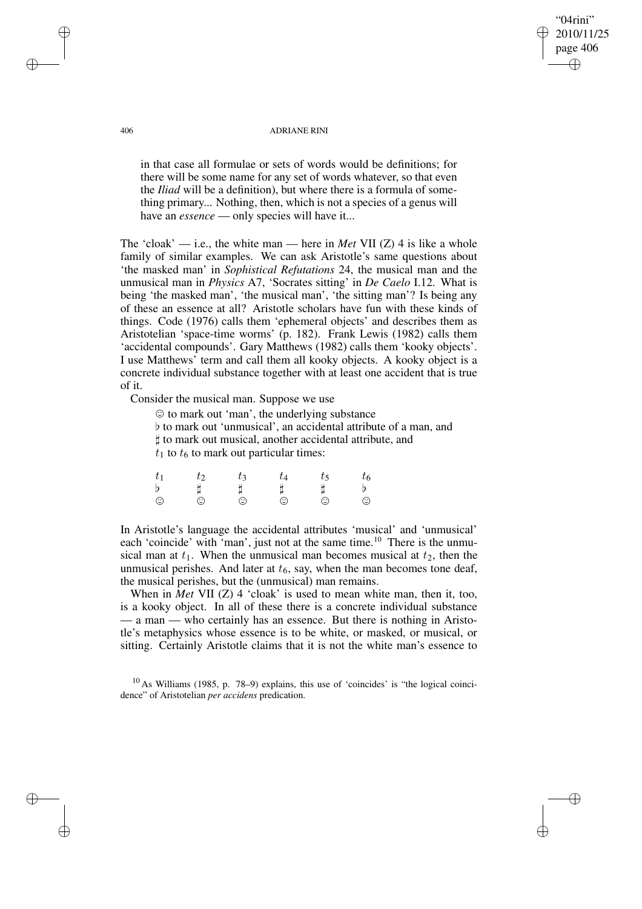in that case all formulae or sets of words would be definitions; for there will be some name for any set of words whatever, so that even the *Iliad* will be a definition), but where there is a formula of something primary... Nothing, then, which is not a species of a genus will have an *essence* — only species will have it...

The 'cloak' — i.e., the white man — here in *Met* VII (Z) 4 is like a whole family of similar examples. We can ask Aristotle's same questions about 'the masked man' in *Sophistical Refutations* 24, the musical man and the unmusical man in *Physics* A7, 'Socrates sitting' in *De Caelo* I.12. What is being 'the masked man', 'the musical man', 'the sitting man'? Is being any of these an essence at all? Aristotle scholars have fun with these kinds of things. Code (1976) calls them 'ephemeral objects' and describes them as Aristotelian 'space-time worms' (p. 182). Frank Lewis (1982) calls them 'accidental compounds'. Gary Matthews (1982) calls them 'kooky objects'. I use Matthews' term and call them all kooky objects. A kooky object is a concrete individual substance together with at least one accident that is true of it.

Consider the musical man. Suppose we use

☺ to mark out 'man', the underlying substance
♭ to mark out 'unmusical', an accidental attribute of a man, and
♯ to mark out musical, another accidental attribute, and
$t_1$ to $t_6$ to mark out particular times:

| $t_1$ | $t_2$ | $t_3$ | $t_4$ | $t_5$ | $t_6$ |
|---|---|---|---|---|---|
| ♭ | ♯ | ♯ | ♯ | ♯ | ♭ |
| ☺ | ☺ | ☺ | ☺ | ☺ | ☺ |

In Aristotle's language the accidental attributes 'musical' and 'unmusical' each 'coincide' with 'man', just not at the same time.[10] There is the unmusical man at $t_1$. When the unmusical man becomes musical at $t_2$, then the unmusical perishes. And later at $t_6$, say, when the man becomes tone deaf, the musical perishes, but the (unmusical) man remains.

When in *Met* VII (Z) 4 'cloak' is used to mean white man, then it, too, is a kooky object. In all of these there is a concrete individual substance — a man — who certainly has an essence. But there is nothing in Aristotle's metaphysics whose essence is to be white, or masked, or musical, or sitting. Certainly Aristotle claims that it is not the white man's essence to

[10] As Williams (1985, p. 78–9) explains, this use of 'coincides' is "the logical coincidence" of Aristotelian *per accidens* predication.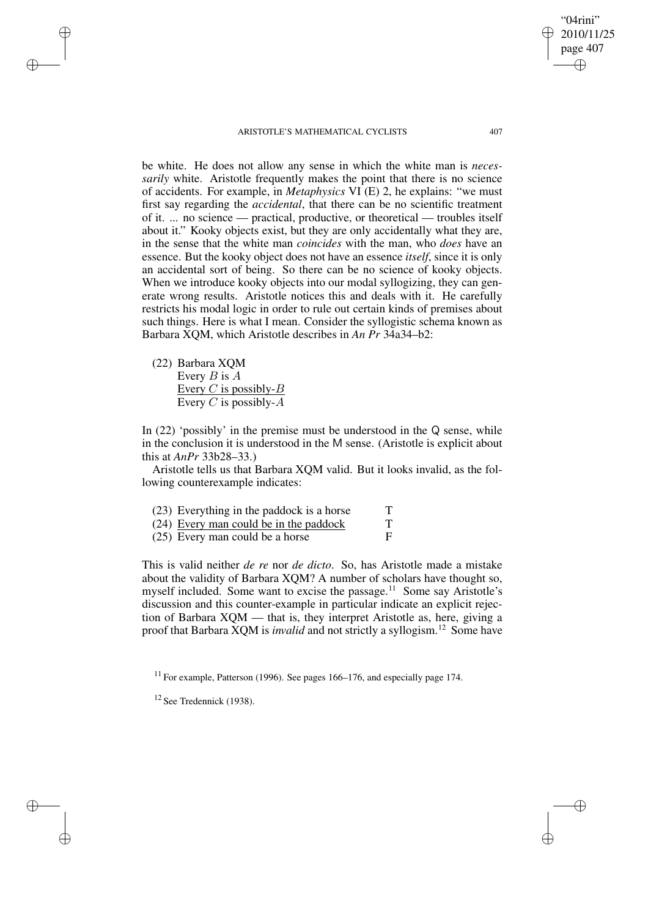be white. He does not allow any sense in which the white man is *necessarily* white. Aristotle frequently makes the point that there is no science of accidents. For example, in *Metaphysics* VI (E) 2, he explains: "we must first say regarding the *accidental*, that there can be no scientific treatment of it. ... no science — practical, productive, or theoretical — troubles itself about it." Kooky objects exist, but they are only accidentally what they are, in the sense that the white man *coincides* with the man, who *does* have an essence. But the kooky object does not have an essence *itself*, since it is only an accidental sort of being. So there can be no science of kooky objects. When we introduce kooky objects into our modal syllogizing, they can generate wrong results. Aristotle notices this and deals with it. He carefully restricts his modal logic in order to rule out certain kinds of premises about such things. Here is what I mean. Consider the syllogistic schema known as Barbara XQM, which Aristotle describes in *An Pr* 34a34–b2:

(22) Barbara XQM
Every $B$ is $A$
<u>Every $C$ is possibly-$B$</u>
Every $C$ is possibly-$A$

In (22) 'possibly' in the premise must be understood in the Q sense, while in the conclusion it is understood in the M sense. (Aristotle is explicit about this at *AnPr* 33b28–33.)

Aristotle tells us that Barbara XQM valid. But it looks invalid, as the following counterexample indicates:

| | |
|---|---|
| (23) Everything in the paddock is a horse | T |
| (24) <u>Every man could be in the paddock</u> | T |
| (25) Every man could be a horse | F |

This is valid neither *de re* nor *de dicto*. So, has Aristotle made a mistake about the validity of Barbara XQM? A number of scholars have thought so, myself included. Some want to excise the passage.[11] Some say Aristotle's discussion and this counter-example in particular indicate an explicit rejection of Barbara XQM — that is, they interpret Aristotle as, here, giving a proof that Barbara XQM is *invalid* and not strictly a syllogism.[12] Some have

[11] For example, Patterson (1996). See pages 166–176, and especially page 174.

[12] See Tredennick (1938).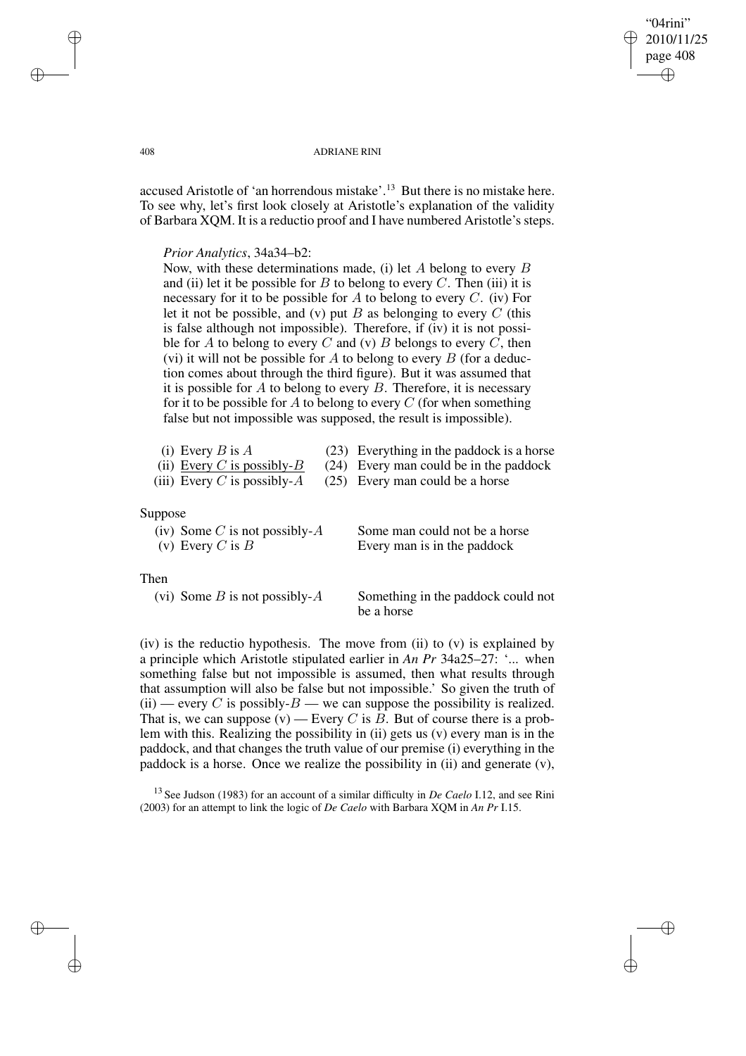accused Aristotle of 'an horrendous mistake'.[13] But there is no mistake here. To see why, let's first look closely at Aristotle's explanation of the validity of Barbara XQM. It is a reductio proof and I have numbered Aristotle's steps.

> *Prior Analytics*, 34a34–b2:
>
> Now, with these determinations made, (i) let $A$ belong to every $B$ and (ii) let it be possible for $B$ to belong to every $C$. Then (iii) it is necessary for it to be possible for $A$ to belong to every $C$. (iv) For let it not be possible, and (v) put $B$ as belonging to every $C$ (this is false although not impossible). Therefore, if (iv) it is not possible for $A$ to belong to every $C$ and (v) $B$ belongs to every $C$, then (vi) it will not be possible for $A$ to belong to every $B$ (for a deduction comes about through the third figure). But it was assumed that it is possible for $A$ to belong to every $B$. Therefore, it is necessary for it to be possible for $A$ to belong to every $C$ (for when something false but not impossible was supposed, the result is impossible).

| | |
|---|---|
| (i) Every $B$ is $A$ | (23) Everything in the paddock is a horse |
| (ii) <u>Every $C$ is possibly-$B$</u> | (24) Every man could be in the paddock |
| (iii) Every $C$ is possibly-$A$ | (25) Every man could be a horse |

Suppose

| | |
|---|---|
| (iv) Some $C$ is not possibly-$A$ | Some man could not be a horse |
| (v) Every $C$ is $B$ | Every man is in the paddock |

Then

| | |
|---|---|
| (vi) Some $B$ is not possibly-$A$ | Something in the paddock could not be a horse |

(iv) is the reductio hypothesis. The move from (ii) to (v) is explained by a principle which Aristotle stipulated earlier in *An Pr* 34a25–27: '... when something false but not impossible is assumed, then what results through that assumption will also be false but not impossible.' So given the truth of (ii) — every $C$ is possibly-$B$ — we can suppose the possibility is realized. That is, we can suppose (v) — Every $C$ is $B$. But of course there is a problem with this. Realizing the possibility in (ii) gets us (v) every man is in the paddock, and that changes the truth value of our premise (i) everything in the paddock is a horse. Once we realize the possibility in (ii) and generate (v),

[13] See Judson (1983) for an account of a similar difficulty in *De Caelo* I.12, and see Rini (2003) for an attempt to link the logic of *De Caelo* with Barbara XQM in *An Pr* I.15.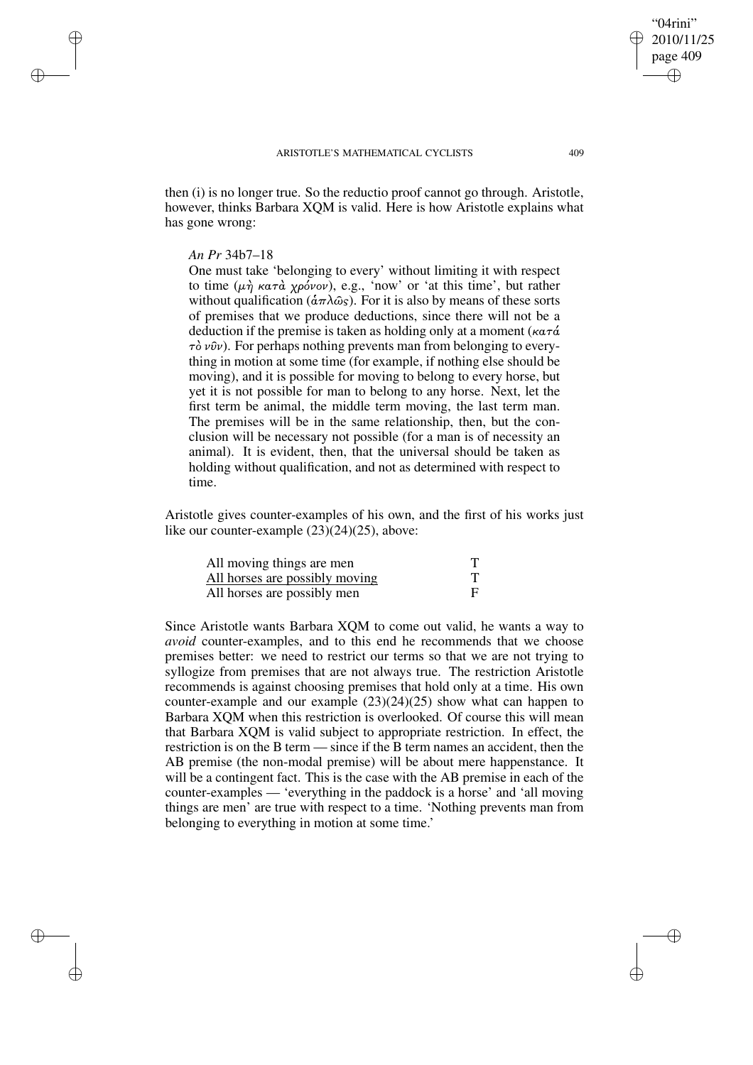then (i) is no longer true. So the reductio proof cannot go through. Aristotle, however, thinks Barbara XQM is valid. Here is how Aristotle explains what has gone wrong:

> *An Pr* 34b7–18
>
> One must take 'belonging to every' without limiting it with respect to time (μὴ κατὰ χρόνον), e.g., 'now' or 'at this time', but rather without qualification (ἁπλῶς). For it is also by means of these sorts of premises that we produce deductions, since there will not be a deduction if the premise is taken as holding only at a moment (κατά τὸ νῦν). For perhaps nothing prevents man from belonging to everything in motion at some time (for example, if nothing else should be moving), and it is possible for moving to belong to every horse, but yet it is not possible for man to belong to any horse. Next, let the first term be animal, the middle term moving, the last term man. The premises will be in the same relationship, then, but the conclusion will be necessary not possible (for a man is of necessity an animal). It is evident, then, that the universal should be taken as holding without qualification, and not as determined with respect to time.

Aristotle gives counter-examples of his own, and the first of his works just like our counter-example (23)(24)(25), above:

| | |
|---|---|
| All moving things are men | T |
| All horses are possibly moving | T |
| All horses are possibly men | F |

Since Aristotle wants Barbara XQM to come out valid, he wants a way to *avoid* counter-examples, and to this end he recommends that we choose premises better: we need to restrict our terms so that we are not trying to syllogize from premises that are not always true. The restriction Aristotle recommends is against choosing premises that hold only at a time. His own counter-example and our example (23)(24)(25) show what can happen to Barbara XQM when this restriction is overlooked. Of course this will mean that Barbara XQM is valid subject to appropriate restriction. In effect, the restriction is on the B term — since if the B term names an accident, then the AB premise (the non-modal premise) will be about mere happenstance. It will be a contingent fact. This is the case with the AB premise in each of the counter-examples — 'everything in the paddock is a horse' and 'all moving things are men' are true with respect to a time. 'Nothing prevents man from belonging to everything in motion at some time.'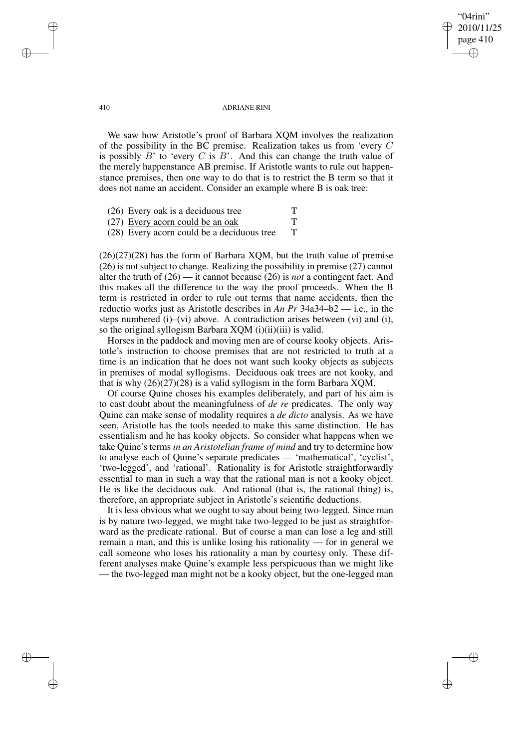We saw how Aristotle's proof of Barbara XQM involves the realization of the possibility in the BC premise. Realization takes us from 'every $C$ is possibly $B$' to 'every $C$ is $B$'. And this can change the truth value of the merely happenstance AB premise. If Aristotle wants to rule out happenstance premises, then one way to do that is to restrict the B term so that it does not name an accident. Consider an example where B is oak tree:

| | |
|---|---|
| (26) Every oak is a deciduous tree | T |
| (27) <u>Every acorn could be an oak</u> | T |
| (28) Every acorn could be a deciduous tree | T |

(26)(27)(28) has the form of Barbara XQM, but the truth value of premise (26) is not subject to change. Realizing the possibility in premise (27) cannot alter the truth of (26) — it cannot because (26) is *not* a contingent fact. And this makes all the difference to the way the proof proceeds. When the B term is restricted in order to rule out terms that name accidents, then the reductio works just as Aristotle describes in *An Pr* 34a34–b2 — i.e., in the steps numbered (i)–(vi) above. A contradiction arises between (vi) and (i), so the original syllogism Barbara XQM (i)(ii)(iii) is valid.

Horses in the paddock and moving men are of course kooky objects. Aristotle's instruction to choose premises that are not restricted to truth at a time is an indication that he does not want such kooky objects as subjects in premises of modal syllogisms. Deciduous oak trees are not kooky, and that is why (26)(27)(28) is a valid syllogism in the form Barbara XQM.

Of course Quine choses his examples deliberately, and part of his aim is to cast doubt about the meaningfulness of *de re* predicates. The only way Quine can make sense of modality requires a *de dicto* analysis. As we have seen, Aristotle has the tools needed to make this same distinction. He has essentialism and he has kooky objects. So consider what happens when we take Quine's terms *in an Aristotelian frame of mind* and try to determine how to analyse each of Quine's separate predicates — 'mathematical', 'cyclist', 'two-legged', and 'rational'. Rationality is for Aristotle straightforwardly essential to man in such a way that the rational man is not a kooky object. He is like the deciduous oak. And rational (that is, the rational thing) is, therefore, an appropriate subject in Aristotle's scientific deductions.

It is less obvious what we ought to say about being two-legged. Since man is by nature two-legged, we might take two-legged to be just as straightforward as the predicate rational. But of course a man can lose a leg and still remain a man, and this is unlike losing his rationality — for in general we call someone who loses his rationality a man by courtesy only. These different analyses make Quine's example less perspicuous than we might like — the two-legged man might not be a kooky object, but the one-legged man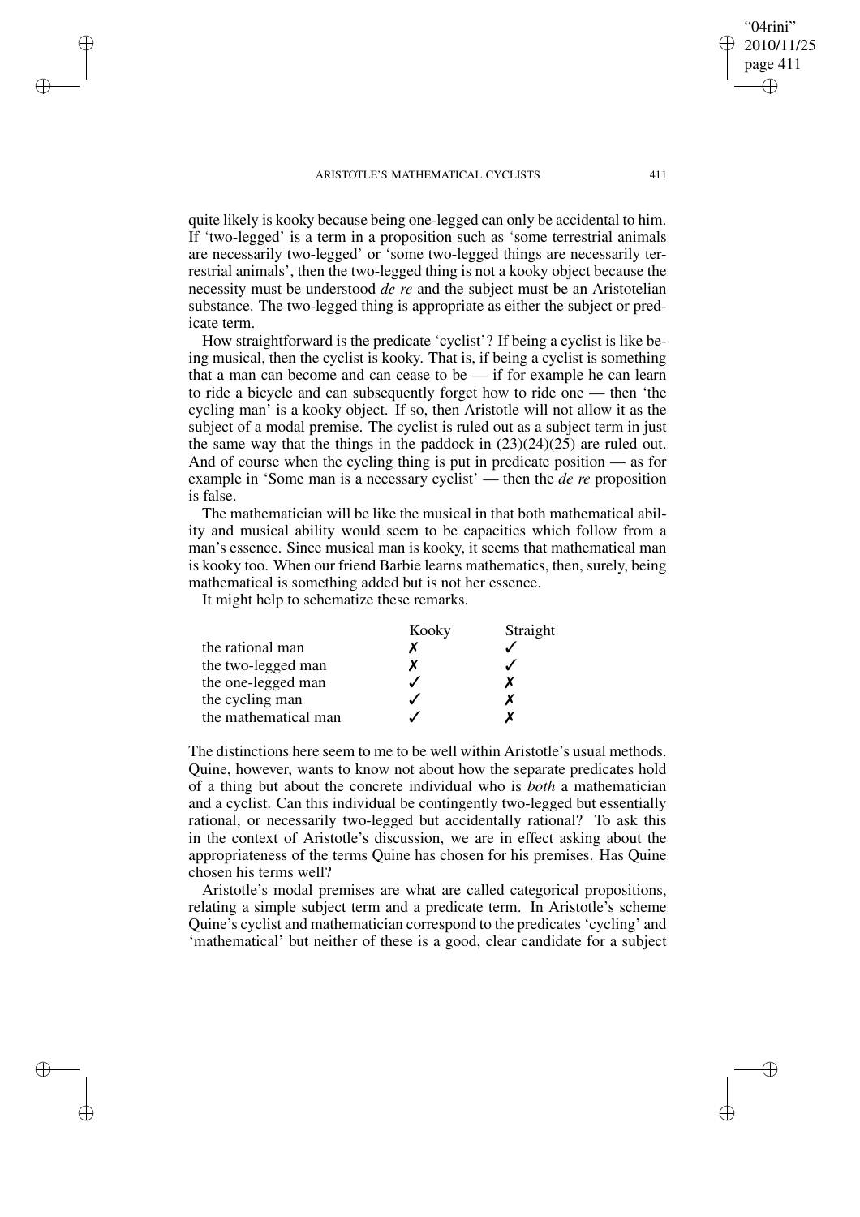quite likely is kooky because being one-legged can only be accidental to him. If 'two-legged' is a term in a proposition such as 'some terrestrial animals are necessarily two-legged' or 'some two-legged things are necessarily terrestrial animals', then the two-legged thing is not a kooky object because the necessity must be understood *de re* and the subject must be an Aristotelian substance. The two-legged thing is appropriate as either the subject or predicate term.

How straightforward is the predicate 'cyclist'? If being a cyclist is like being musical, then the cyclist is kooky. That is, if being a cyclist is something that a man can become and can cease to be — if for example he can learn to ride a bicycle and can subsequently forget how to ride one — then 'the cycling man' is a kooky object. If so, then Aristotle will not allow it as the subject of a modal premise. The cyclist is ruled out as a subject term in just the same way that the things in the paddock in (23)(24)(25) are ruled out. And of course when the cycling thing is put in predicate position — as for example in 'Some man is a necessary cyclist' — then the *de re* proposition is false.

The mathematician will be like the musical in that both mathematical ability and musical ability would seem to be capacities which follow from a man's essence. Since musical man is kooky, it seems that mathematical man is kooky too. When our friend Barbie learns mathematics, then, surely, being mathematical is something added but is not her essence.

It might help to schematize these remarks.

| | Kooky | Straight |
|---|---|---|
| the rational man | ✗ | ✓ |
| the two-legged man | ✗ | ✓ |
| the one-legged man | ✓ | ✗ |
| the cycling man | ✓ | ✗ |
| the mathematical man | ✓ | ✗ |

The distinctions here seem to me to be well within Aristotle's usual methods. Quine, however, wants to know not about how the separate predicates hold of a thing but about the concrete individual who is *both* a mathematician and a cyclist. Can this individual be contingently two-legged but essentially rational, or necessarily two-legged but accidentally rational? To ask this in the context of Aristotle's discussion, we are in effect asking about the appropriateness of the terms Quine has chosen for his premises. Has Quine chosen his terms well?

Aristotle's modal premises are what are called categorical propositions, relating a simple subject term and a predicate term. In Aristotle's scheme Quine's cyclist and mathematician correspond to the predicates 'cycling' and 'mathematical' but neither of these is a good, clear candidate for a subject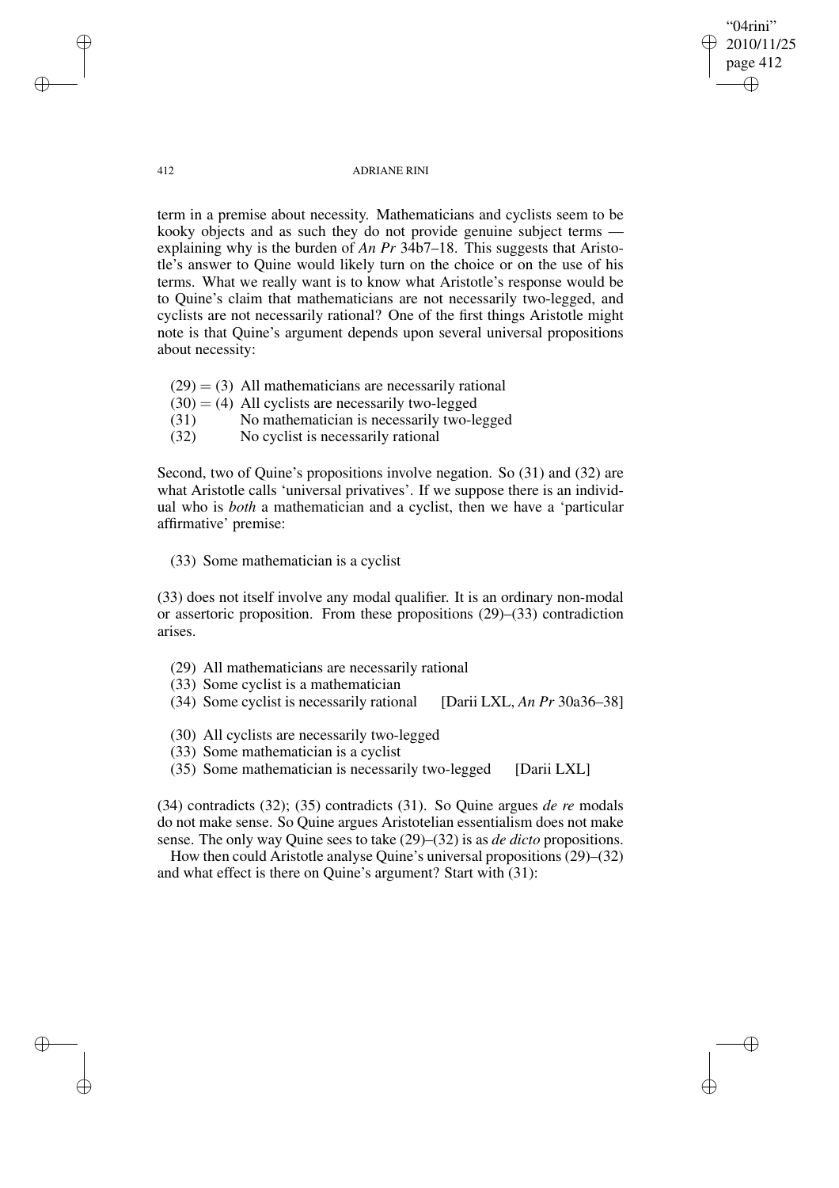term in a premise about necessity. Mathematicians and cyclists seem to be kooky objects and as such they do not provide genuine subject terms — explaining why is the burden of *An Pr* 34b7–18. This suggests that Aristotle's answer to Quine would likely turn on the choice or on the use of his terms. What we really want is to know what Aristotle's response would be to Quine's claim that mathematicians are not necessarily two-legged, and cyclists are not necessarily rational? One of the first things Aristotle might note is that Quine's argument depends upon several universal propositions about necessity:

(29) = (3) All mathematicians are necessarily rational
(30) = (4) All cyclists are necessarily two-legged
(31) No mathematician is necessarily two-legged
(32) No cyclist is necessarily rational

Second, two of Quine's propositions involve negation. So (31) and (32) are what Aristotle calls 'universal privatives'. If we suppose there is an individual who is *both* a mathematician and a cyclist, then we have a 'particular affirmative' premise:

(33) Some mathematician is a cyclist

(33) does not itself involve any modal qualifier. It is an ordinary non-modal or assertoric proposition. From these propositions (29)–(33) contradiction arises.

(29) All mathematicians are necessarily rational
(33) Some cyclist is a mathematician
(34) Some cyclist is necessarily rational [Darii LXL, *An Pr* 30a36–38]

(30) All cyclists are necessarily two-legged
(33) Some mathematician is a cyclist
(35) Some mathematician is necessarily two-legged [Darii LXL]

(34) contradicts (32); (35) contradicts (31). So Quine argues *de re* modals do not make sense. So Quine argues Aristotelian essentialism does not make sense. The only way Quine sees to take (29)–(32) is as *de dicto* propositions.

How then could Aristotle analyse Quine's universal propositions (29)–(32) and what effect is there on Quine's argument? Start with (31):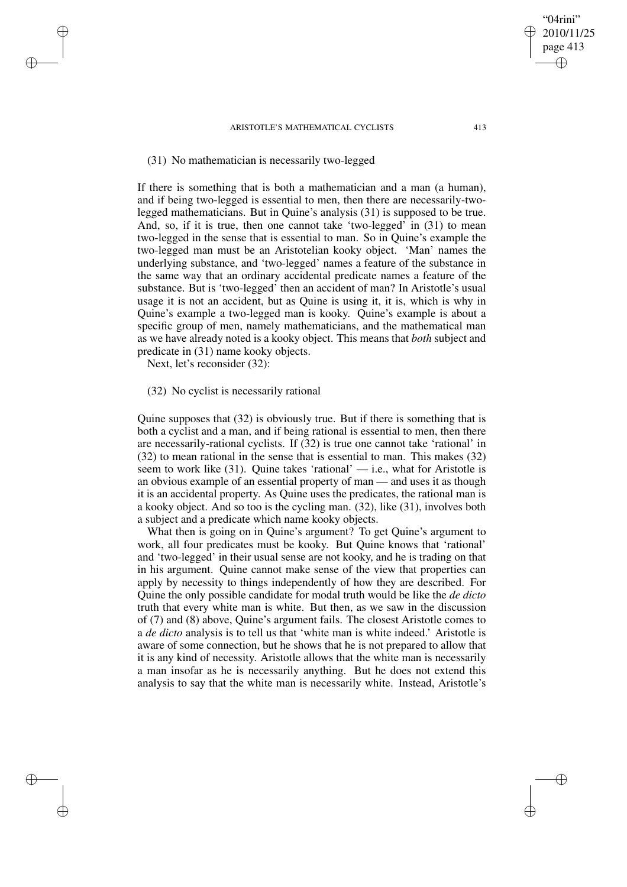(31) No mathematician is necessarily two-legged

If there is something that is both a mathematician and a man (a human), and if being two-legged is essential to men, then there are necessarily-two-legged mathematicians. But in Quine's analysis (31) is supposed to be true. And, so, if it is true, then one cannot take 'two-legged' in (31) to mean two-legged in the sense that is essential to man. So in Quine's example the two-legged man must be an Aristotelian kooky object. 'Man' names the underlying substance, and 'two-legged' names a feature of the substance in the same way that an ordinary accidental predicate names a feature of the substance. But is 'two-legged' then an accident of man? In Aristotle's usual usage it is not an accident, but as Quine is using it, it is, which is why in Quine's example a two-legged man is kooky. Quine's example is about a specific group of men, namely mathematicians, and the mathematical man as we have already noted is a kooky object. This means that *both* subject and predicate in (31) name kooky objects.

Next, let's reconsider (32):

(32) No cyclist is necessarily rational

Quine supposes that (32) is obviously true. But if there is something that is both a cyclist and a man, and if being rational is essential to men, then there are necessarily-rational cyclists. If (32) is true one cannot take 'rational' in (32) to mean rational in the sense that is essential to man. This makes (32) seem to work like (31). Quine takes 'rational' — i.e., what for Aristotle is an obvious example of an essential property of man — and uses it as though it is an accidental property. As Quine uses the predicates, the rational man is a kooky object. And so too is the cycling man. (32), like (31), involves both a subject and a predicate which name kooky objects.

What then is going on in Quine's argument? To get Quine's argument to work, all four predicates must be kooky. But Quine knows that 'rational' and 'two-legged' in their usual sense are not kooky, and he is trading on that in his argument. Quine cannot make sense of the view that properties can apply by necessity to things independently of how they are described. For Quine the only possible candidate for modal truth would be like the *de dicto* truth that every white man is white. But then, as we saw in the discussion of (7) and (8) above, Quine's argument fails. The closest Aristotle comes to a *de dicto* analysis is to tell us that 'white man is white indeed.' Aristotle is aware of some connection, but he shows that he is not prepared to allow that it is any kind of necessity. Aristotle allows that the white man is necessarily a man insofar as he is necessarily anything. But he does not extend this analysis to say that the white man is necessarily white. Instead, Aristotle's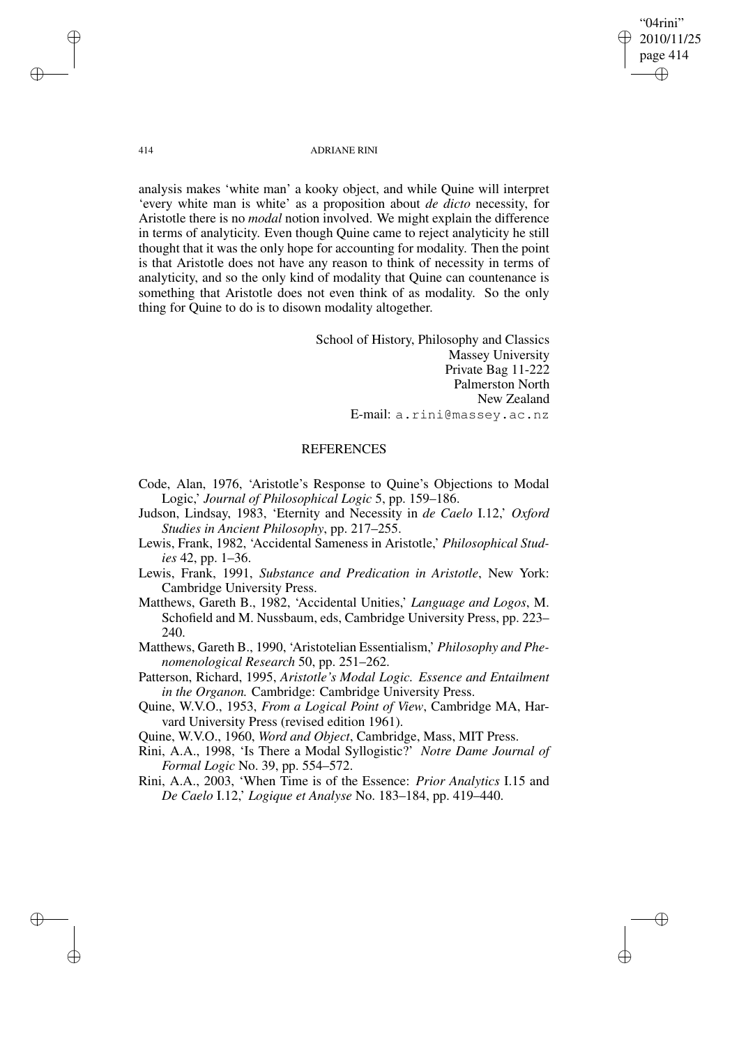analysis makes 'white man' a kooky object, and while Quine will interpret 'every white man is white' as a proposition about *de dicto* necessity, for Aristotle there is no *modal* notion involved. We might explain the difference in terms of analyticity. Even though Quine came to reject analyticity he still thought that it was the only hope for accounting for modality. Then the point is that Aristotle does not have any reason to think of necessity in terms of analyticity, and so the only kind of modality that Quine can countenance is something that Aristotle does not even think of as modality. So the only thing for Quine to do is to disown modality altogether.

School of History, Philosophy and Classics
Massey University
Private Bag 11-222
Palmerston North
New Zealand
E-mail: a.rini@massey.ac.nz

## REFERENCES

Code, Alan, 1976, 'Aristotle's Response to Quine's Objections to Modal Logic,' *Journal of Philosophical Logic* 5, pp. 159–186.

Judson, Lindsay, 1983, 'Eternity and Necessity in *de Caelo* I.12,' *Oxford Studies in Ancient Philosophy*, pp. 217–255.

Lewis, Frank, 1982, 'Accidental Sameness in Aristotle,' *Philosophical Studies* 42, pp. 1–36.

Lewis, Frank, 1991, *Substance and Predication in Aristotle*, New York: Cambridge University Press.

Matthews, Gareth B., 1982, 'Accidental Unities,' *Language and Logos*, M. Schofield and M. Nussbaum, eds, Cambridge University Press, pp. 223–240.

Matthews, Gareth B., 1990, 'Aristotelian Essentialism,' *Philosophy and Phenomenological Research* 50, pp. 251–262.

Patterson, Richard, 1995, *Aristotle's Modal Logic. Essence and Entailment in the Organon.* Cambridge: Cambridge University Press.

Quine, W.V.O., 1953, *From a Logical Point of View*, Cambridge MA, Harvard University Press (revised edition 1961).

Quine, W.V.O., 1960, *Word and Object*, Cambridge, Mass, MIT Press.

Rini, A.A., 1998, 'Is There a Modal Syllogistic?' *Notre Dame Journal of Formal Logic* No. 39, pp. 554–572.

Rini, A.A., 2003, 'When Time is of the Essence: *Prior Analytics* I.15 and *De Caelo* I.12,' *Logique et Analyse* No. 183–184, pp. 419–440.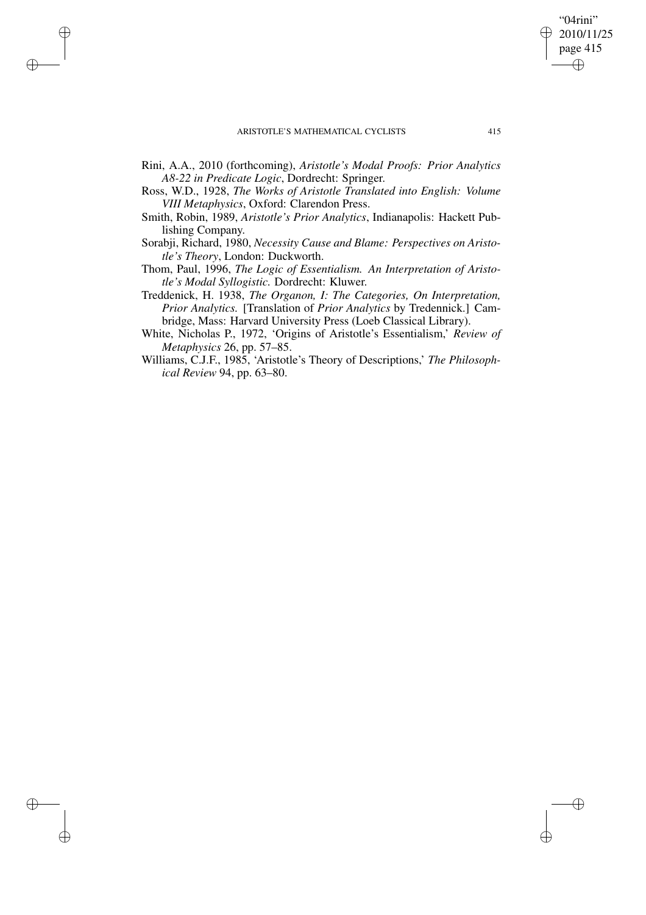Rini, A.A., 2010 (forthcoming), *Aristotle's Modal Proofs: Prior Analytics A8-22 in Predicate Logic*, Dordrecht: Springer.

Ross, W.D., 1928, *The Works of Aristotle Translated into English: Volume VIII Metaphysics*, Oxford: Clarendon Press.

Smith, Robin, 1989, *Aristotle's Prior Analytics*, Indianapolis: Hackett Publishing Company.

Sorabji, Richard, 1980, *Necessity Cause and Blame: Perspectives on Aristotle's Theory*, London: Duckworth.

Thom, Paul, 1996, *The Logic of Essentialism. An Interpretation of Aristotle's Modal Syllogistic.* Dordrecht: Kluwer.

Treddenick, H. 1938, *The Organon, I: The Categories, On Interpretation, Prior Analytics.* [Translation of *Prior Analytics* by Tredennick.] Cambridge, Mass: Harvard University Press (Loeb Classical Library).

White, Nicholas P., 1972, 'Origins of Aristotle's Essentialism,' *Review of Metaphysics* 26, pp. 57–85.

Williams, C.J.F., 1985, 'Aristotle's Theory of Descriptions,' *The Philosophical Review* 94, pp. 63–80.